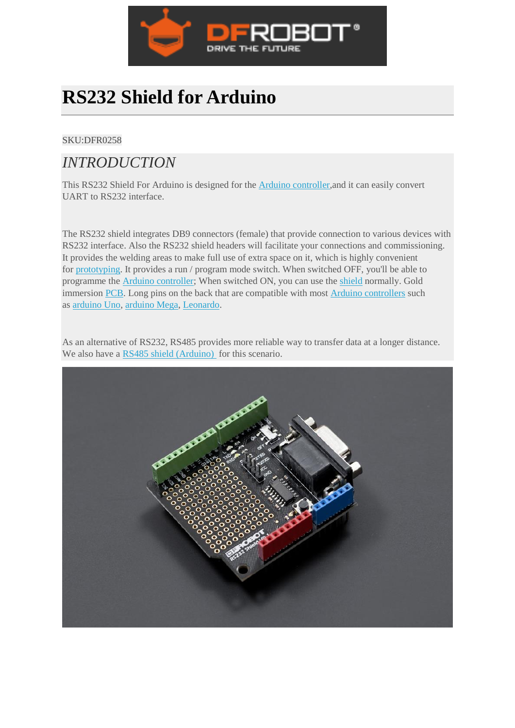# RS232 Shield for Arduino

SKU:DFR0258

## INTRODUCTION

This RS232 Shield For Arduino is designed for the Arduino controller,and it can easily convert UART to RS232 interface.

The RS232 shield integrates DB9 connectors (female) that provide connection to various devices with RS232 interface. Also the RS232 shield headers will facilitate your connections and commissioning. It provides the welding areas to make full use of extra space on it, which is highly convenient for prototyping. It provides a run / program mode switch. When switched OFF, you'll be able to programme the Arduino controller; When switched ON, you can use the shield normally. Gold immersion PCB. Long pins on the back that are compatible with most Arduino controllers such as arduino Uno, arduino Mega, Leonardo.

As an alternative of RS232, RS485 provides more reliable way to transfer data at a longer distance. We also have a RS485 shield (Arduino) for this scenario.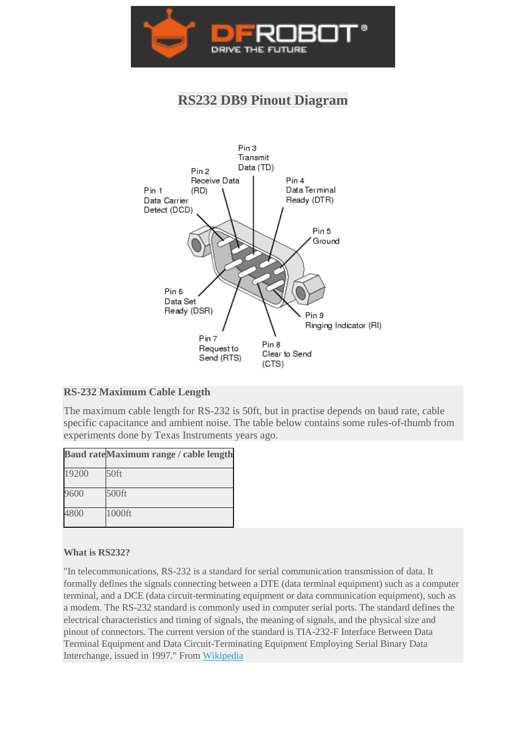# RS232 DB9 Pinout Diagram

Pin 1 Data Carrier Detect (DCD)

Pin 2 Receive Data (RD)

Pin 3 Transmit Data (TD)

Pin 4 Data Terminal Ready (DTR)

Pin 5 Ground

Pin 6 Data Set Ready (DSR)

Pin 7 Request to Send (RTS)

Pin 8 Clear to Send (CTS)

Pin 9 Ringing Indicator (RI)

### RS-232 Maximum Cable Length

The maximum cable length for RS-232 is 50ft, but in practise depends on baud rate, cable specific capacitance and ambient noise. The table below contains some rules-of-thumb from experiments done by Texas Instruments years ago.

| Baud rate | Maximum range / cable length |
| --- | --- |
| 19200 | 50ft |
| 9600 | 500ft |
| 4800 | 1000ft |

#### What is RS232?

"In telecommunications, RS-232 is a standard for serial communication transmission of data. It formally defines the signals connecting between a DTE (data terminal equipment) such as a computer terminal, and a DCE (data circuit-terminating equipment or data communication equipment), such as a modem. The RS-232 standard is commonly used in computer serial ports. The standard defines the electrical characteristics and timing of signals, the meaning of signals, and the physical size and pinout of connectors. The current version of the standard is TIA-232-F Interface Between Data Terminal Equipment and Data Circuit-Terminating Equipment Employing Serial Binary Data Interchange, issued in 1997." From Wikipedia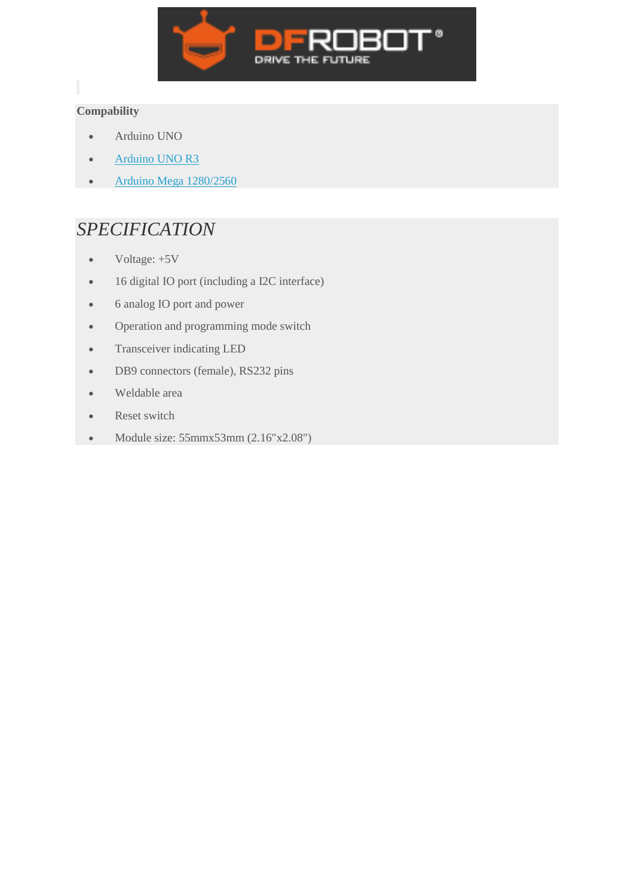**Compability**

- Arduino UNO
- Arduino UNO R3
- Arduino Mega 1280/2560

## *SPECIFICATION*

- Voltage: +5V
- 16 digital IO port (including a I2C interface)
- 6 analog IO port and power
- Operation and programming mode switch
- Transceiver indicating LED
- DB9 connectors (female), RS232 pins
- Weldable area
- Reset switch
- Module size: 55mmx53mm (2.16"x2.08")